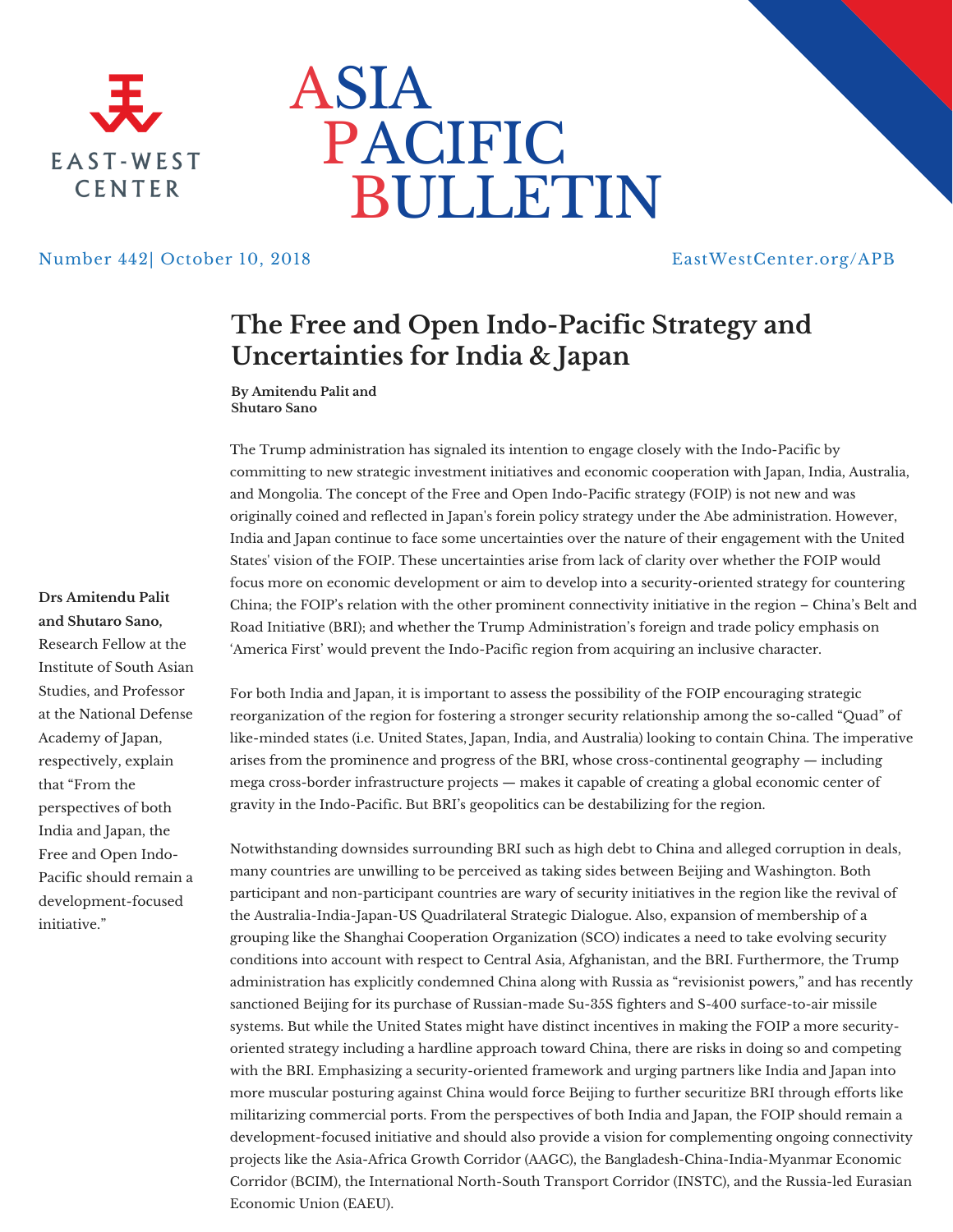EAST-WEST CENTER

# ASIA PACIFIC BULLETIN

Number 442| October 10, 2018

EastWestCenter.org/APB

## The Free and Open Indo-Pacific Strategy and Uncertainties for India & Japan

**By Amitendu Palit and Shutaro Sano**

**Drs Amitendu Palit and Shutaro Sano**, Research Fellow at the Institute of South Asian Studies, and Professor at the National Defense Academy of Japan, respectively, explain that "From the perspectives of both India and Japan, the Free and Open Indo-Pacific should remain a development-focused initiative."

The Trump administration has signaled its intention to engage closely with the Indo-Pacific by committing to new strategic investment initiatives and economic cooperation with Japan, India, Australia, and Mongolia. The concept of the Free and Open Indo-Pacific strategy (FOIP) is not new and was originally coined and reflected in Japan's forein policy strategy under the Abe administration. However, India and Japan continue to face some uncertainties over the nature of their engagement with the United States' vision of the FOIP. These uncertainties arise from lack of clarity over whether the FOIP would focus more on economic development or aim to develop into a security-oriented strategy for countering China; the FOIP's relation with the other prominent connectivity initiative in the region – China's Belt and Road Initiative (BRI); and whether the Trump Administration's foreign and trade policy emphasis on 'America First' would prevent the Indo-Pacific region from acquiring an inclusive character.

For both India and Japan, it is important to assess the possibility of the FOIP encouraging strategic reorganization of the region for fostering a stronger security relationship among the so-called "Quad" of like-minded states (i.e. United States, Japan, India, and Australia) looking to contain China. The imperative arises from the prominence and progress of the BRI, whose cross-continental geography — including mega cross-border infrastructure projects — makes it capable of creating a global economic center of gravity in the Indo-Pacific. But BRI's geopolitics can be destabilizing for the region.

Notwithstanding downsides surrounding BRI such as high debt to China and alleged corruption in deals, many countries are unwilling to be perceived as taking sides between Beijing and Washington. Both participant and non-participant countries are wary of security initiatives in the region like the revival of the Australia-India-Japan-US Quadrilateral Strategic Dialogue. Also, expansion of membership of a grouping like the Shanghai Cooperation Organization (SCO) indicates a need to take evolving security conditions into account with respect to Central Asia, Afghanistan, and the BRI. Furthermore, the Trump administration has explicitly condemned China along with Russia as "revisionist powers," and has recently sanctioned Beijing for its purchase of Russian-made Su-35S fighters and S-400 surface-to-air missile systems. But while the United States might have distinct incentives in making the FOIP a more security-oriented strategy including a hardline approach toward China, there are risks in doing so and competing with the BRI. Emphasizing a security-oriented framework and urging partners like India and Japan into more muscular posturing against China would force Beijing to further securitize BRI through efforts like militarizing commercial ports. From the perspectives of both India and Japan, the FOIP should remain a development-focused initiative and should also provide a vision for complementing ongoing connectivity projects like the Asia-Africa Growth Corridor (AAGC), the Bangladesh-China-India-Myanmar Economic Corridor (BCIM), the International North-South Transport Corridor (INSTC), and the Russia-led Eurasian Economic Union (EAEU).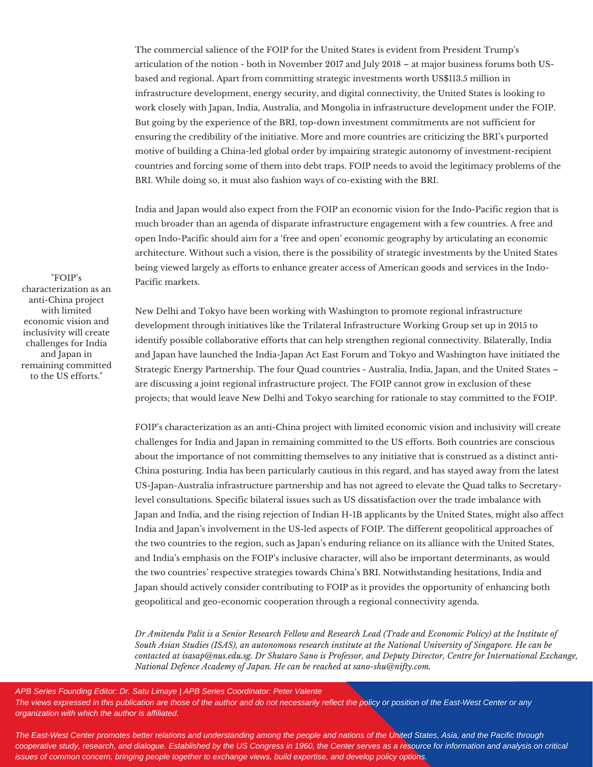The commercial salience of the FOIP for the United States is evident from President Trump's articulation of the notion - both in November 2017 and July 2018 – at major business forums both US-based and regional. Apart from committing strategic investments worth US$113.5 million in infrastructure development, energy security, and digital connectivity, the United States is looking to work closely with Japan, India, Australia, and Mongolia in infrastructure development under the FOIP. But going by the experience of the BRI, top-down investment commitments are not sufficient for ensuring the credibility of the initiative. More and more countries are criticizing the BRI's purported motive of building a China-led global order by impairing strategic autonomy of investment-recipient countries and forcing some of them into debt traps. FOIP needs to avoid the legitimacy problems of the BRI. While doing so, it must also fashion ways of co-existing with the BRI.

India and Japan would also expect from the FOIP an economic vision for the Indo-Pacific region that is much broader than an agenda of disparate infrastructure engagement with a few countries. A free and open Indo-Pacific should aim for a 'free and open' economic geography by articulating an economic architecture. Without such a vision, there is the possibility of strategic investments by the United States being viewed largely as efforts to enhance greater access of American goods and services in the Indo-Pacific markets.

"FOIP's characterization as an anti-China project with limited economic vision and inclusivity will create challenges for India and Japan in remaining committed to the US efforts."

New Delhi and Tokyo have been working with Washington to promote regional infrastructure development through initiatives like the Trilateral Infrastructure Working Group set up in 2015 to identify possible collaborative efforts that can help strengthen regional connectivity. Bilaterally, India and Japan have launched the India-Japan Act East Forum and Tokyo and Washington have initiated the Strategic Energy Partnership. The four Quad countries - Australia, India, Japan, and the United States – are discussing a joint regional infrastructure project. The FOIP cannot grow in exclusion of these projects; that would leave New Delhi and Tokyo searching for rationale to stay committed to the FOIP.

FOIP's characterization as an anti-China project with limited economic vision and inclusivity will create challenges for India and Japan in remaining committed to the US efforts. Both countries are conscious about the importance of not committing themselves to any initiative that is construed as a distinct anti-China posturing. India has been particularly cautious in this regard, and has stayed away from the latest US-Japan-Australia infrastructure partnership and has not agreed to elevate the Quad talks to Secretary-level consultations. Specific bilateral issues such as US dissatisfaction over the trade imbalance with Japan and India, and the rising rejection of Indian H-1B applicants by the United States, might also affect India and Japan's involvement in the US-led aspects of FOIP. The different geopolitical approaches of the two countries to the region, such as Japan's enduring reliance on its alliance with the United States, and India's emphasis on the FOIP's inclusive character, will also be important determinants, as would the two countries' respective strategies towards China's BRI. Notwithstanding hesitations, India and Japan should actively consider contributing to FOIP as it provides the opportunity of enhancing both geopolitical and geo-economic cooperation through a regional connectivity agenda.

*Dr Amitendu Palit is a Senior Research Fellow and Research Lead (Trade and Economic Policy) at the Institute of South Asian Studies (ISAS), an autonomous research institute at the National University of Singapore. He can be contacted at isasap@nus.edu.sg. Dr Shutaro Sano is Professor, and Deputy Director, Centre for International Exchange, National Defence Academy of Japan. He can be reached at sano-shu@nifty.com.*

*APB Series Founding Editor: Dr. Satu Limaye | APB Series Coordinator: Peter Valente*
*The views expressed in this publication are those of the author and do not necessarily reflect the policy or position of the East-West Center or any organization with which the author is affiliated.*

*The East-West Center promotes better relations and understanding among the people and nations of the United States, Asia, and the Pacific through cooperative study, research, and dialogue. Established by the US Congress in 1960, the Center serves as a resource for information and analysis on critical issues of common concern, bringing people together to exchange views, build expertise, and develop policy options.*